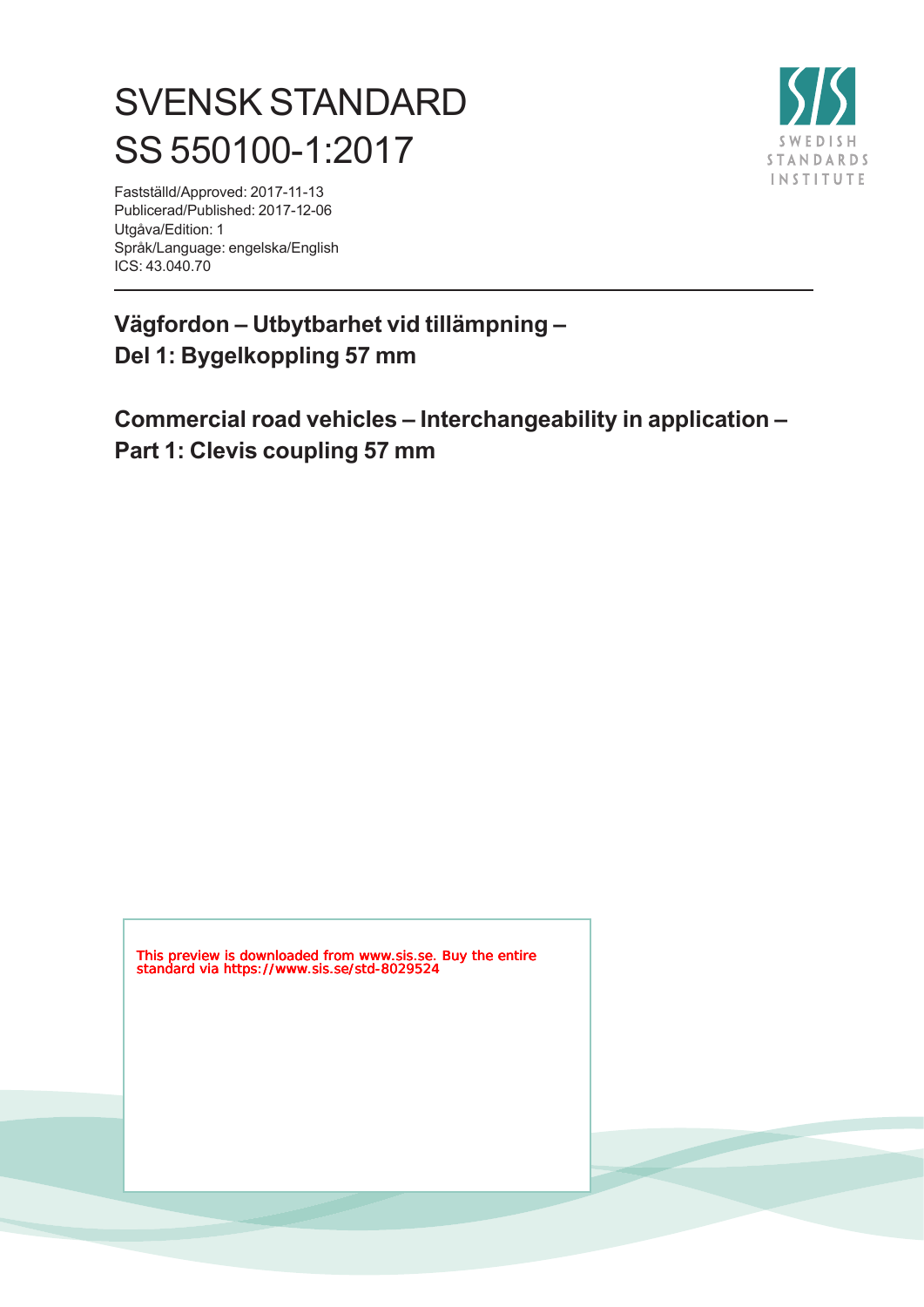# SVENSK STANDARD
# SS 550100-1:2017

Fastställd/Approved: 2017-11-13
Publicerad/Published: 2017-12-06
Utgåva/Edition: 1
Språk/Language: engelska/English
ICS: 43.040.70

SWEDISH STANDARDS INSTITUTE

---

**Vägfordon – Utbytbarhet vid tillämpning –**
**Del 1: Bygelkoppling 57 mm**

**Commercial road vehicles – Interchangeability in application –**
**Part 1: Clevis coupling 57 mm**

This preview is downloaded from www.sis.se. Buy the entire standard via https://www.sis.se/std-8029524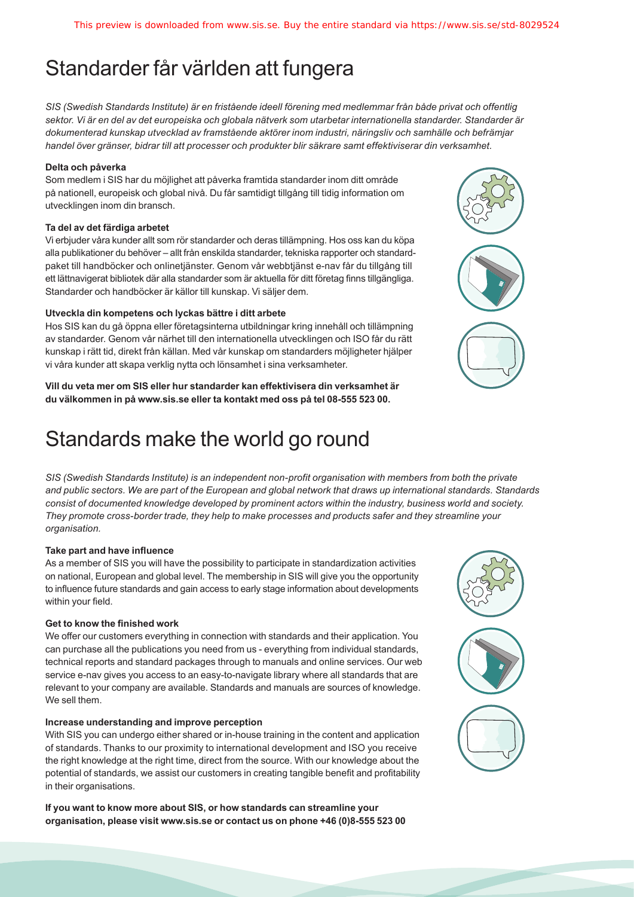# Standarder får världen att fungera

*SIS (Swedish Standards Institute) är en fristående ideell förening med medlemmar från både privat och offentlig sektor. Vi är en del av det europeiska och globala nätverk som utarbetar internationella standarder. Standarder är dokumenterad kunskap utvecklad av framstående aktörer inom industri, näringsliv och samhälle och befrämjar handel över gränser, bidrar till att processer och produkter blir säkrare samt effektiviserar din verksamhet.*

**Delta och påverka**

Som medlem i SIS har du möjlighet att påverka framtida standarder inom ditt område på nationell, europeisk och global nivå. Du får samtidigt tillgång till tidig information om utvecklingen inom din bransch.

**Ta del av det färdiga arbetet**

Vi erbjuder våra kunder allt som rör standarder och deras tillämpning. Hos oss kan du köpa alla publikationer du behöver – allt från enskilda standarder, tekniska rapporter och standardpaket till handböcker och onlinetjänster. Genom vår webbtjänst e-nav får du tillgång till ett lättnavigerat bibliotek där alla standarder som är aktuella för ditt företag finns tillgängliga. Standarder och handböcker är källor till kunskap. Vi säljer dem.

**Utveckla din kompetens och lyckas bättre i ditt arbete**

Hos SIS kan du gå öppna eller företagsinterna utbildningar kring innehåll och tillämpning av standarder. Genom vår närhet till den internationella utvecklingen och ISO får du rätt kunskap i rätt tid, direkt från källan. Med vår kunskap om standarders möjligheter hjälper vi våra kunder att skapa verklig nytta och lönsamhet i sina verksamheter.

**Vill du veta mer om SIS eller hur standarder kan effektivisera din verksamhet är du välkommen in på www.sis.se eller ta kontakt med oss på tel 08-555 523 00.**

# Standards make the world go round

*SIS (Swedish Standards Institute) is an independent non-profit organisation with members from both the private and public sectors. We are part of the European and global network that draws up international standards. Standards consist of documented knowledge developed by prominent actors within the industry, business world and society. They promote cross-border trade, they help to make processes and products safer and they streamline your organisation.*

**Take part and have influence**

As a member of SIS you will have the possibility to participate in standardization activities on national, European and global level. The membership in SIS will give you the opportunity to influence future standards and gain access to early stage information about developments within your field.

**Get to know the finished work**

We offer our customers everything in connection with standards and their application. You can purchase all the publications you need from us - everything from individual standards, technical reports and standard packages through to manuals and online services. Our web service e-nav gives you access to an easy-to-navigate library where all standards that are relevant to your company are available. Standards and manuals are sources of knowledge. We sell them.

**Increase understanding and improve perception**

With SIS you can undergo either shared or in-house training in the content and application of standards. Thanks to our proximity to international development and ISO you receive the right knowledge at the right time, direct from the source. With our knowledge about the potential of standards, we assist our customers in creating tangible benefit and profitability in their organisations.

**If you want to know more about SIS, or how standards can streamline your organisation, please visit www.sis.se or contact us on phone +46 (0)8-555 523 00**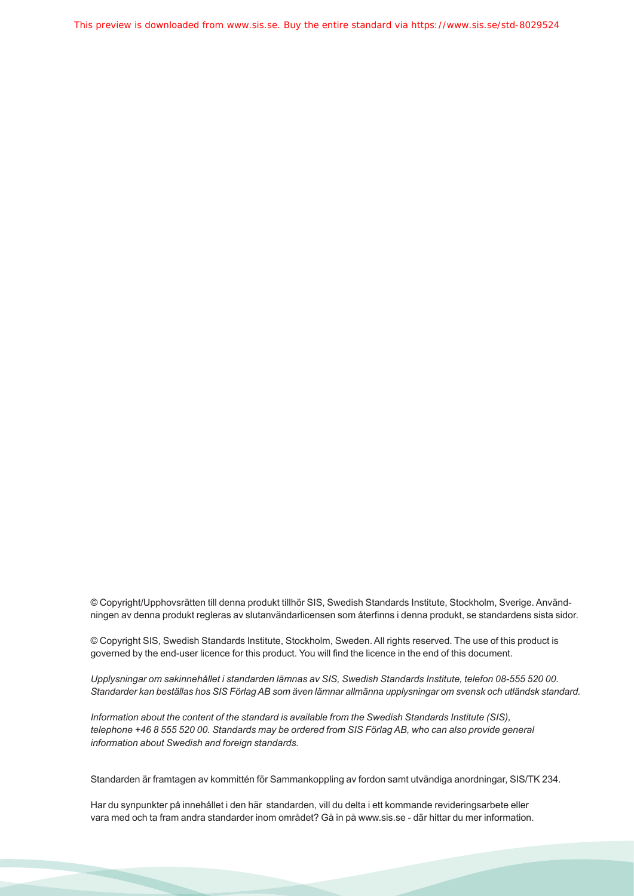© Copyright/Upphovsrätten till denna produkt tillhör SIS, Swedish Standards Institute, Stockholm, Sverige. Användningen av denna produkt regleras av slutanvändarlicensen som återfinns i denna produkt, se standardens sista sidor.

© Copyright SIS, Swedish Standards Institute, Stockholm, Sweden. All rights reserved. The use of this product is governed by the end-user licence for this product. You will find the licence in the end of this document.

*Upplysningar om sakinnehållet i standarden lämnas av SIS, Swedish Standards Institute, telefon 08-555 520 00. Standarder kan beställas hos SIS Förlag AB som även lämnar allmänna upplysningar om svensk och utländsk standard.*

*Information about the content of the standard is available from the Swedish Standards Institute (SIS), telephone +46 8 555 520 00. Standards may be ordered from SIS Förlag AB, who can also provide general information about Swedish and foreign standards.*

Standarden är framtagen av kommittén för Sammankoppling av fordon samt utvändiga anordningar, SIS/TK 234.

Har du synpunkter på innehållet i den här standarden, vill du delta i ett kommande revideringsarbete eller vara med och ta fram andra standarder inom området? Gå in på www.sis.se - där hittar du mer information.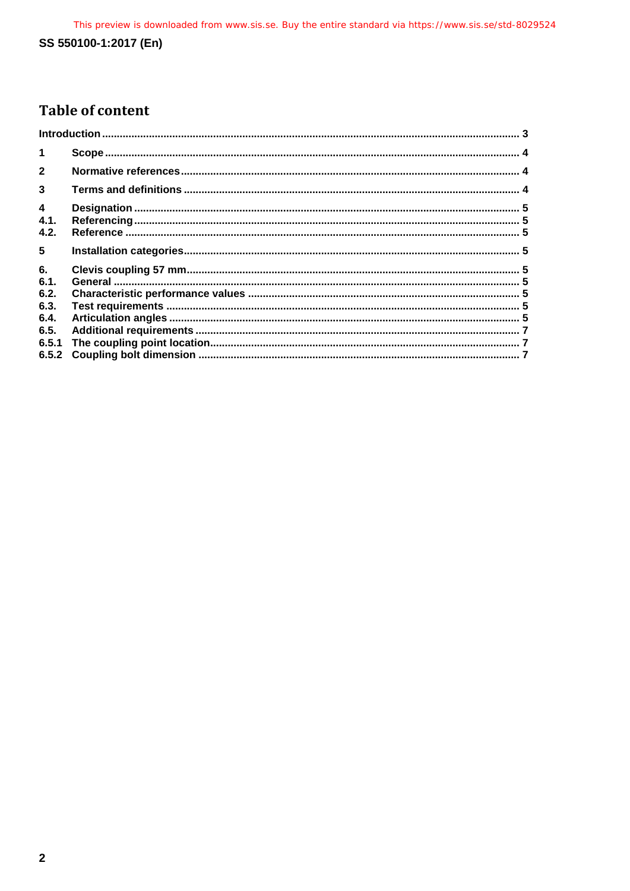# Table of content

Introduction ........................................................................................................................... 3

1 Scope ........................................................................................................................... 4

2 Normative references ........................................................................................................................... 4

3 Terms and definitions ........................................................................................................................... 4

4 Designation ........................................................................................................................... 5

4.1. Referencing ........................................................................................................................... 5

4.2. Reference ........................................................................................................................... 5

5 Installation categories ........................................................................................................................... 5

6. Clevis coupling 57 mm ........................................................................................................................... 5

6.1. General ........................................................................................................................... 5

6.2. Characteristic performance values ........................................................................................................................... 5

6.3. Test requirements ........................................................................................................................... 5

6.4. Articulation angles ........................................................................................................................... 5

6.5. Additional requirements ........................................................................................................................... 7

6.5.1 The coupling point location ........................................................................................................................... 7

6.5.2 Coupling bolt dimension ........................................................................................................................... 7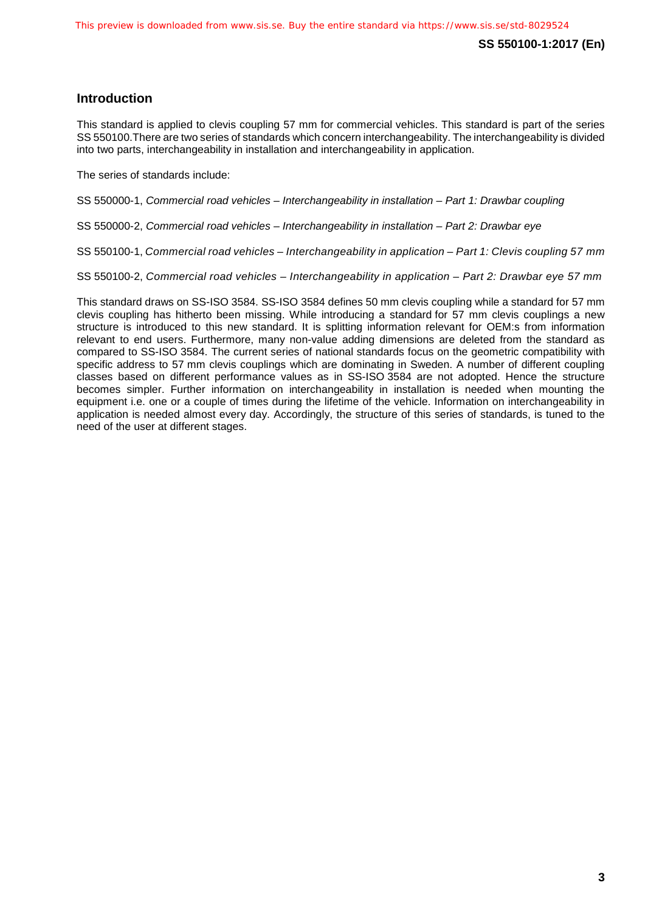## Introduction

This standard is applied to clevis coupling 57 mm for commercial vehicles. This standard is part of the series SS 550100.There are two series of standards which concern interchangeability. The interchangeability is divided into two parts, interchangeability in installation and interchangeability in application.

The series of standards include:

SS 550000-1, *Commercial road vehicles – Interchangeability in installation – Part 1: Drawbar coupling*

SS 550000-2, *Commercial road vehicles – Interchangeability in installation – Part 2: Drawbar eye*

SS 550100-1, *Commercial road vehicles – Interchangeability in application – Part 1: Clevis coupling 57 mm*

SS 550100-2, *Commercial road vehicles – Interchangeability in application – Part 2: Drawbar eye 57 mm*

This standard draws on SS-ISO 3584. SS-ISO 3584 defines 50 mm clevis coupling while a standard for 57 mm clevis coupling has hitherto been missing. While introducing a standard for 57 mm clevis couplings a new structure is introduced to this new standard. It is splitting information relevant for OEM:s from information relevant to end users. Furthermore, many non-value adding dimensions are deleted from the standard as compared to SS-ISO 3584. The current series of national standards focus on the geometric compatibility with specific address to 57 mm clevis couplings which are dominating in Sweden. A number of different coupling classes based on different performance values as in SS-ISO 3584 are not adopted. Hence the structure becomes simpler. Further information on interchangeability in installation is needed when mounting the equipment i.e. one or a couple of times during the lifetime of the vehicle. Information on interchangeability in application is needed almost every day. Accordingly, the structure of this series of standards, is tuned to the need of the user at different stages.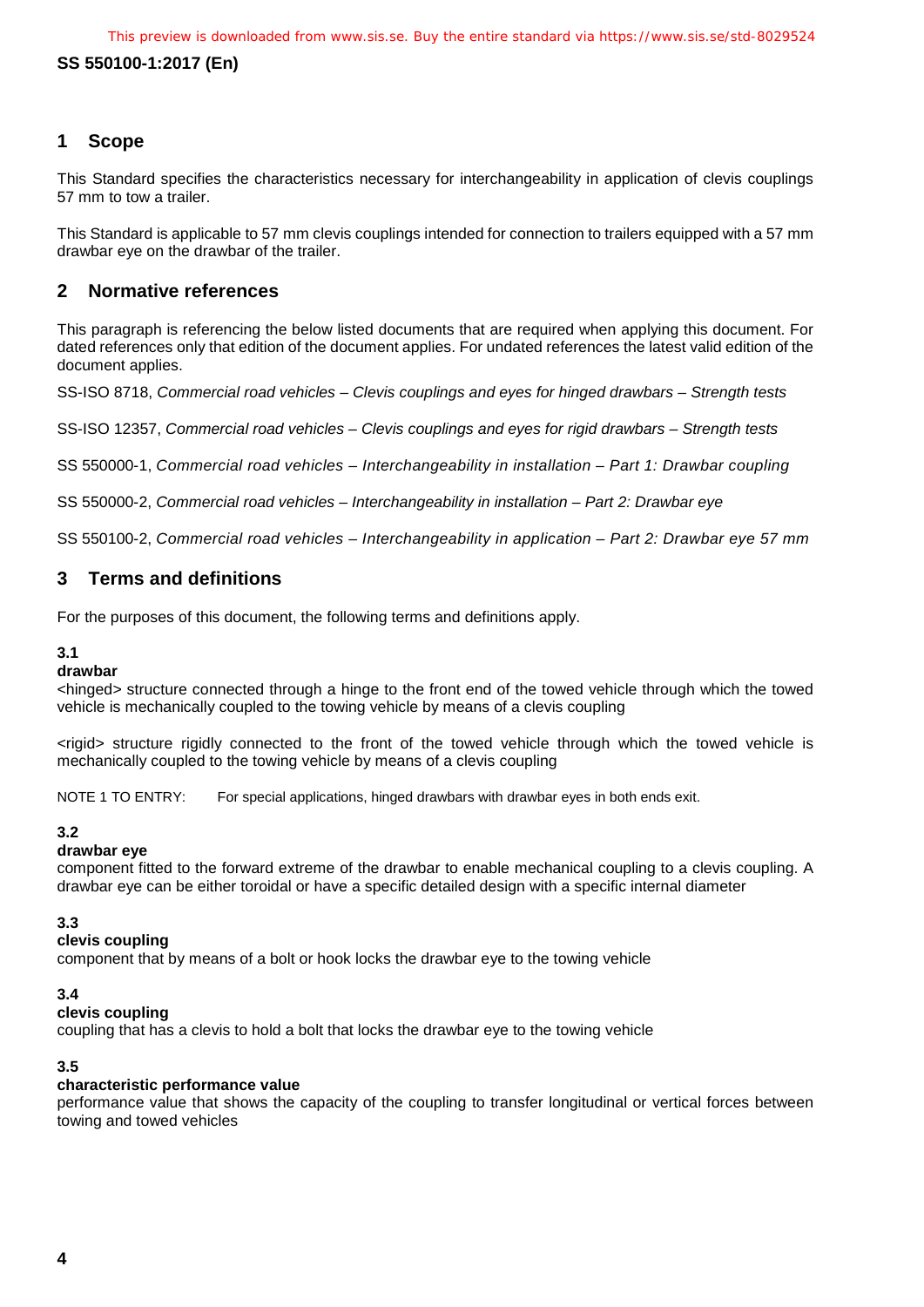## 1 Scope

This Standard specifies the characteristics necessary for interchangeability in application of clevis couplings 57 mm to tow a trailer.

This Standard is applicable to 57 mm clevis couplings intended for connection to trailers equipped with a 57 mm drawbar eye on the drawbar of the trailer.

## 2 Normative references

This paragraph is referencing the below listed documents that are required when applying this document. For dated references only that edition of the document applies. For undated references the latest valid edition of the document applies.

SS-ISO 8718, *Commercial road vehicles – Clevis couplings and eyes for hinged drawbars – Strength tests*

SS-ISO 12357, *Commercial road vehicles – Clevis couplings and eyes for rigid drawbars – Strength tests*

SS 550000-1, *Commercial road vehicles – Interchangeability in installation – Part 1: Drawbar coupling*

SS 550000-2, *Commercial road vehicles – Interchangeability in installation – Part 2: Drawbar eye*

SS 550100-2, *Commercial road vehicles – Interchangeability in application – Part 2: Drawbar eye 57 mm*

## 3 Terms and definitions

For the purposes of this document, the following terms and definitions apply.

**3.1**

**drawbar**

<hinged> structure connected through a hinge to the front end of the towed vehicle through which the towed vehicle is mechanically coupled to the towing vehicle by means of a clevis coupling

<rigid> structure rigidly connected to the front of the towed vehicle through which the towed vehicle is mechanically coupled to the towing vehicle by means of a clevis coupling

NOTE 1 TO ENTRY: For special applications, hinged drawbars with drawbar eyes in both ends exit.

**3.2**

**drawbar eye**

component fitted to the forward extreme of the drawbar to enable mechanical coupling to a clevis coupling. A drawbar eye can be either toroidal or have a specific detailed design with a specific internal diameter

**3.3**

**clevis coupling**

component that by means of a bolt or hook locks the drawbar eye to the towing vehicle

**3.4**

**clevis coupling**

coupling that has a clevis to hold a bolt that locks the drawbar eye to the towing vehicle

**3.5**

**characteristic performance value**

performance value that shows the capacity of the coupling to transfer longitudinal or vertical forces between towing and towed vehicles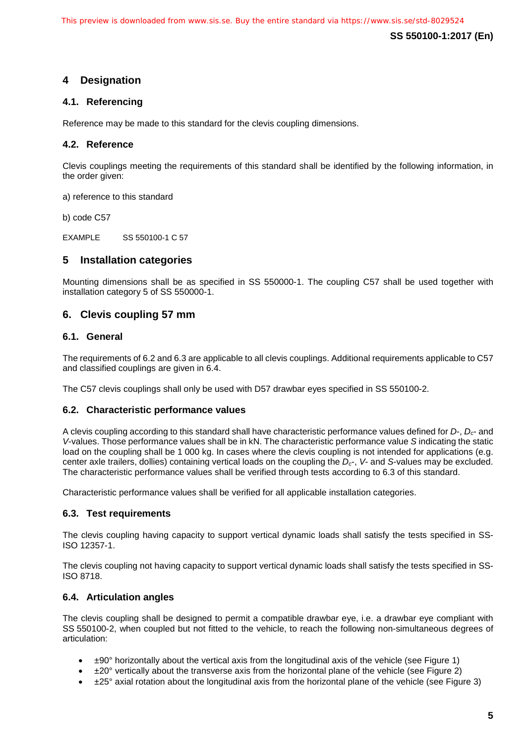# 4 Designation

## 4.1. Referencing

Reference may be made to this standard for the clevis coupling dimensions.

## 4.2. Reference

Clevis couplings meeting the requirements of this standard shall be identified by the following information, in the order given:

a) reference to this standard

b) code C57

EXAMPLE SS 550100-1 C 57

# 5 Installation categories

Mounting dimensions shall be as specified in SS 550000-1. The coupling C57 shall be used together with installation category 5 of SS 550000-1.

# 6. Clevis coupling 57 mm

## 6.1. General

The requirements of 6.2 and 6.3 are applicable to all clevis couplings. Additional requirements applicable to C57 and classified couplings are given in 6.4.

The C57 clevis couplings shall only be used with D57 drawbar eyes specified in SS 550100-2.

## 6.2. Characteristic performance values

A clevis coupling according to this standard shall have characteristic performance values defined for *D*-, $D_c$- and *V*-values. Those performance values shall be in kN. The characteristic performance value *S* indicating the static load on the coupling shall be 1 000 kg. In cases where the clevis coupling is not intended for applications (e.g. center axle trailers, dollies) containing vertical loads on the coupling the $D_c$-, *V*- and *S*-values may be excluded. The characteristic performance values shall be verified through tests according to 6.3 of this standard.

Characteristic performance values shall be verified for all applicable installation categories.

## 6.3. Test requirements

The clevis coupling having capacity to support vertical dynamic loads shall satisfy the tests specified in SS-ISO 12357-1.

The clevis coupling not having capacity to support vertical dynamic loads shall satisfy the tests specified in SS-ISO 8718.

## 6.4. Articulation angles

The clevis coupling shall be designed to permit a compatible drawbar eye, i.e. a drawbar eye compliant with SS 550100-2, when coupled but not fitted to the vehicle, to reach the following non-simultaneous degrees of articulation:

- ±90° horizontally about the vertical axis from the longitudinal axis of the vehicle (see Figure 1)
- ±20° vertically about the transverse axis from the horizontal plane of the vehicle (see Figure 2)
- ±25° axial rotation about the longitudinal axis from the horizontal plane of the vehicle (see Figure 3)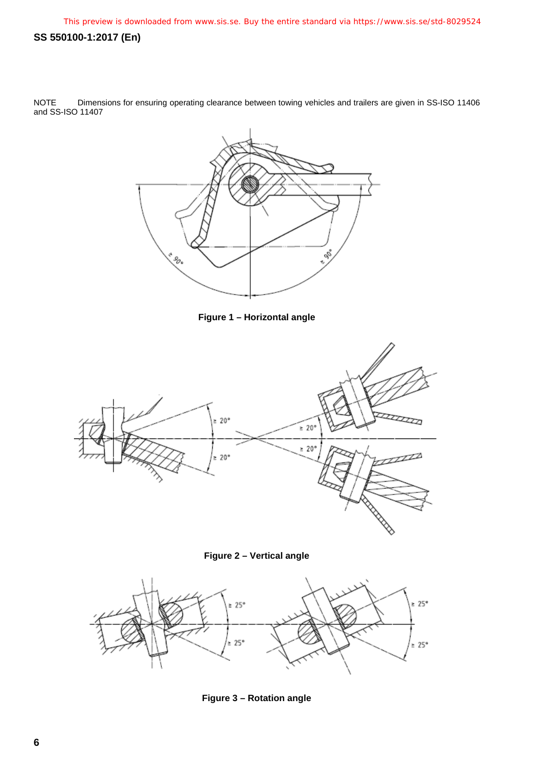NOTE Dimensions for ensuring operating clearance between towing vehicles and trailers are given in SS-ISO 11406 and SS-ISO 11407

≥ 90°

≥ 90°

**Figure 1 – Horizontal angle**

≥ 20°

≥ 20°

≥ 20°

≥ 20°

**Figure 2 – Vertical angle**

≥ 25°

≥ 25°

≥ 25°

≥ 25°

**Figure 3 – Rotation angle**